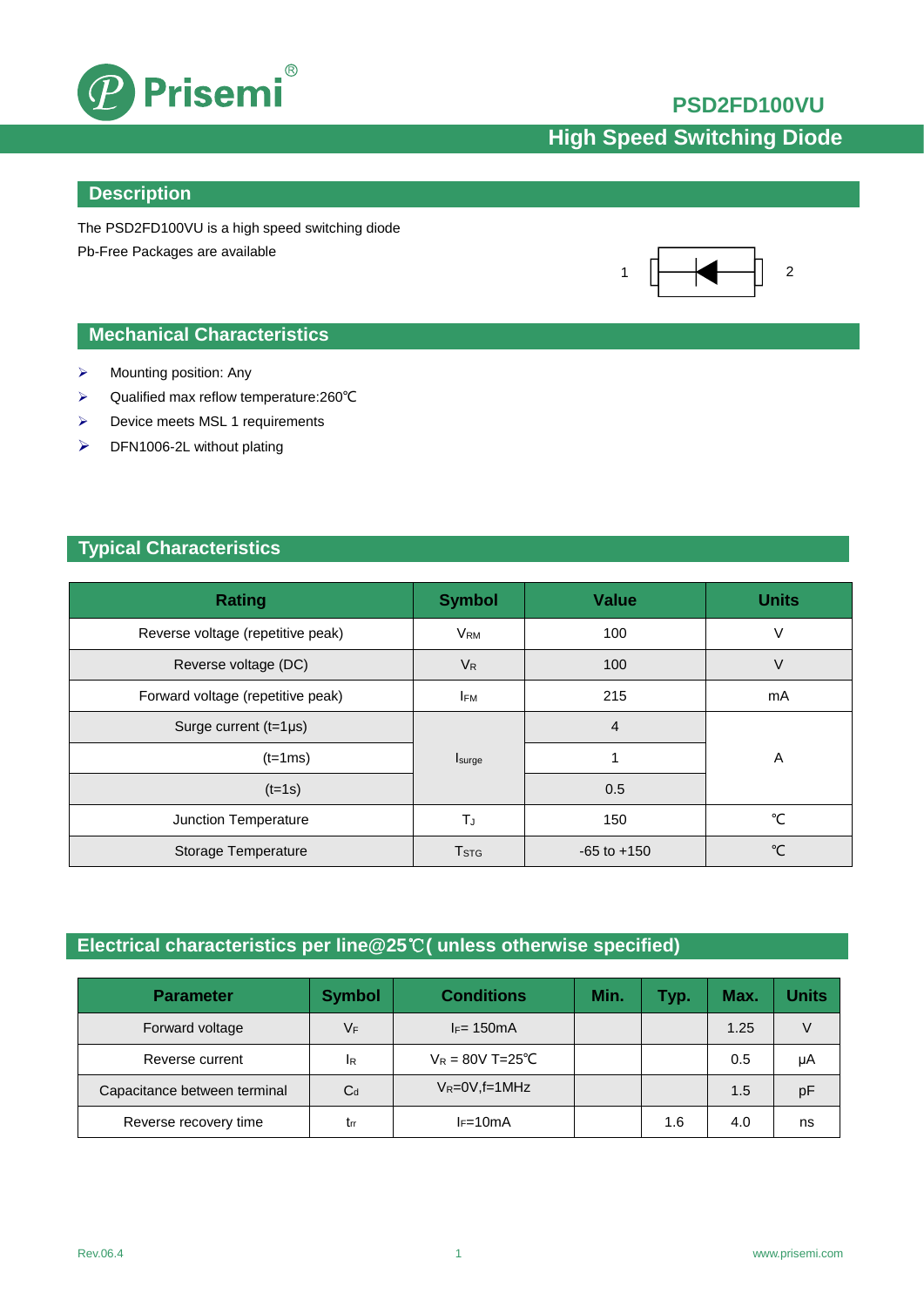# PSD2FD100VU

## High Speed Switching Diode

## Description

The PSD2FD100VU is a high speed switching diode

Pb-Free Packages are available

1 2

## Mechanical Characteristics

- Mounting position: Any
- Qualified max reflow temperature:260℃
- Device meets MSL 1 requirements
- DFN1006-2L without plating

## Typical Characteristics

| Rating | Symbol | Value | Units |
|---|---|---|---|
| Reverse voltage (repetitive peak) | $V_{RM}$ | 100 | V |
| Reverse voltage (DC) | $V_R$ | 100 | V |
| Forward voltage (repetitive peak) | $I_{FM}$ | 215 | mA |
| Surge current (t=1μs) | $I_{surge}$ | 4 | A |
| (t=1ms) | | 1 | |
| (t=1s) | | 0.5 | |
| Junction Temperature | $T_J$ | 150 | ℃ |
| Storage Temperature | $T_{STG}$ | -65 to +150 | ℃ |

## Electrical characteristics per line@25℃( unless otherwise specified)

| Parameter | Symbol | Conditions | Min. | Typ. | Max. | Units |
|---|---|---|---|---|---|---|
| Forward voltage | $V_F$ | $I_F$= 150mA | | | 1.25 | V |
| Reverse current | $I_R$ | $V_R$ = 80V T=25℃ | | | 0.5 | μA |
| Capacitance between terminal | $C_d$ | $V_R$=0V,f=1MHz | | | 1.5 | pF |
| Reverse recovery time | $t_{rr}$ | $I_F$=10mA | | 1.6 | 4.0 | ns |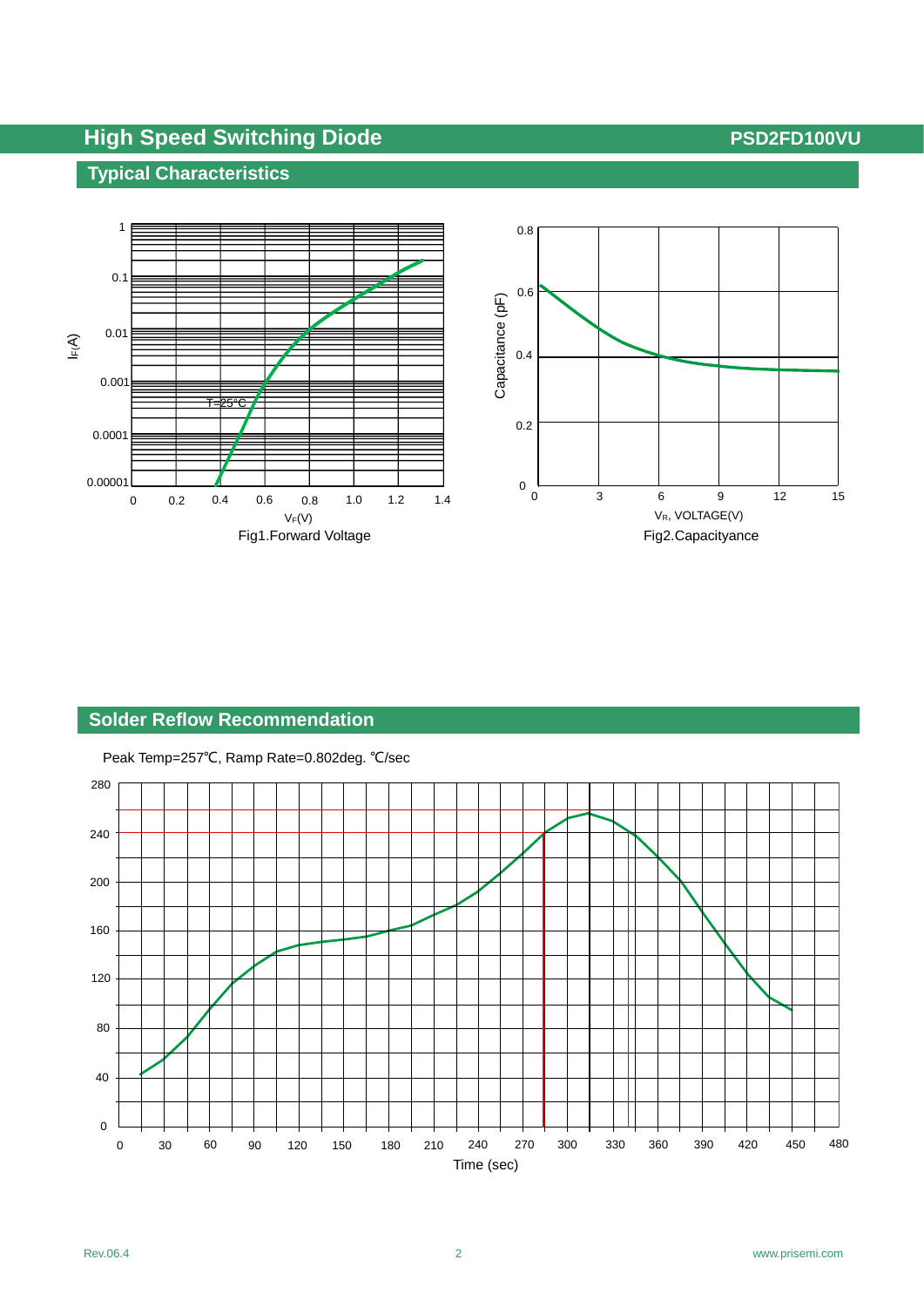## Typical Characteristics

Fig1.Forward Voltage

Fig2.Capacityance

## Solder Reflow Recommendation

Peak Temp=257℃, Ramp Rate=0.802deg. ℃/sec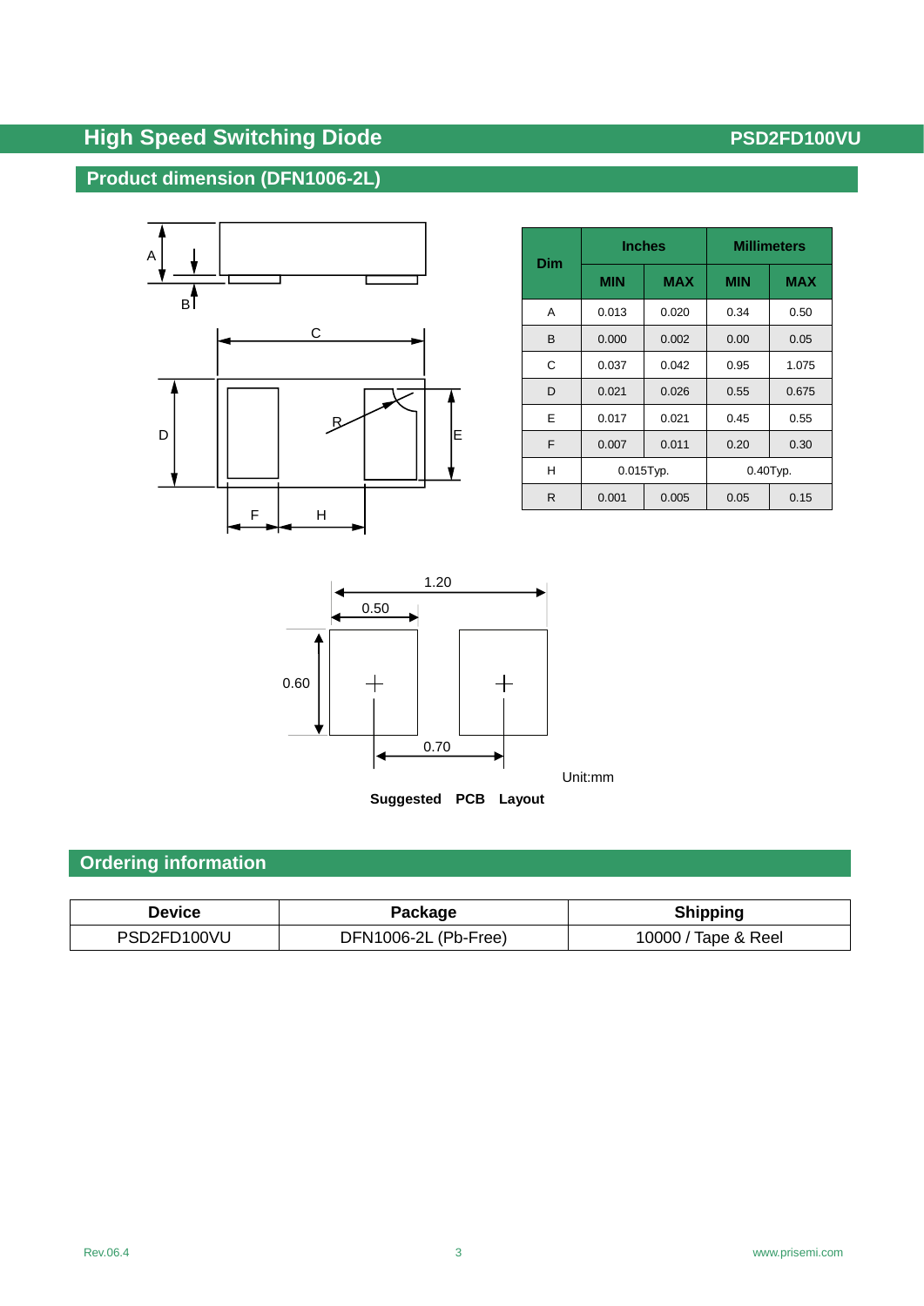## Product dimension (DFN1006-2L)

| Dim | Inches | | Millimeters | |
|---|---|---|---|---|
| | MIN | MAX | MIN | MAX |
| A | 0.013 | 0.020 | 0.34 | 0.50 |
| B | 0.000 | 0.002 | 0.00 | 0.05 |
| C | 0.037 | 0.042 | 0.95 | 1.075 |
| D | 0.021 | 0.026 | 0.55 | 0.675 |
| E | 0.017 | 0.021 | 0.45 | 0.55 |
| F | 0.007 | 0.011 | 0.20 | 0.30 |
| H | 0.015Typ. | | 0.40Typ. | |
| R | 0.001 | 0.005 | 0.05 | 0.15 |

Unit:mm

**Suggested PCB Layout**

## Ordering information

| Device | Package | Shipping |
|---|---|---|
| PSD2FD100VU | DFN1006-2L (Pb-Free) | 10000 / Tape & Reel |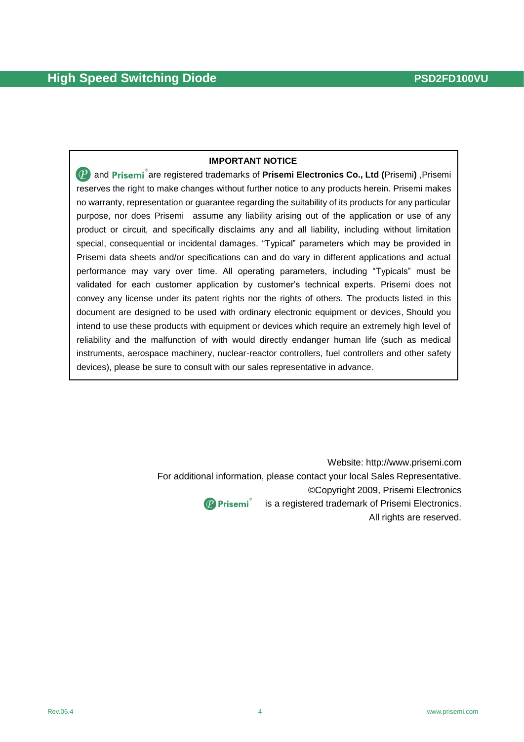**IMPORTANT NOTICE**

and Prisemi are registered trademarks of **Prisemi Electronics Co., Ltd (**Prisemi**)** ,Prisemi reserves the right to make changes without further notice to any products herein. Prisemi makes no warranty, representation or guarantee regarding the suitability of its products for any particular purpose, nor does Prisemi assume any liability arising out of the application or use of any product or circuit, and specifically disclaims any and all liability, including without limitation special, consequential or incidental damages. "Typical" parameters which may be provided in Prisemi data sheets and/or specifications can and do vary in different applications and actual performance may vary over time. All operating parameters, including "Typicals" must be validated for each customer application by customer's technical experts. Prisemi does not convey any license under its patent rights nor the rights of others. The products listed in this document are designed to be used with ordinary electronic equipment or devices, Should you intend to use these products with equipment or devices which require an extremely high level of reliability and the malfunction of with would directly endanger human life (such as medical instruments, aerospace machinery, nuclear-reactor controllers, fuel controllers and other safety devices), please be sure to consult with our sales representative in advance.

Website: http://www.prisemi.com

For additional information, please contact your local Sales Representative.

©Copyright 2009, Prisemi Electronics

Prisemi is a registered trademark of Prisemi Electronics.

All rights are reserved.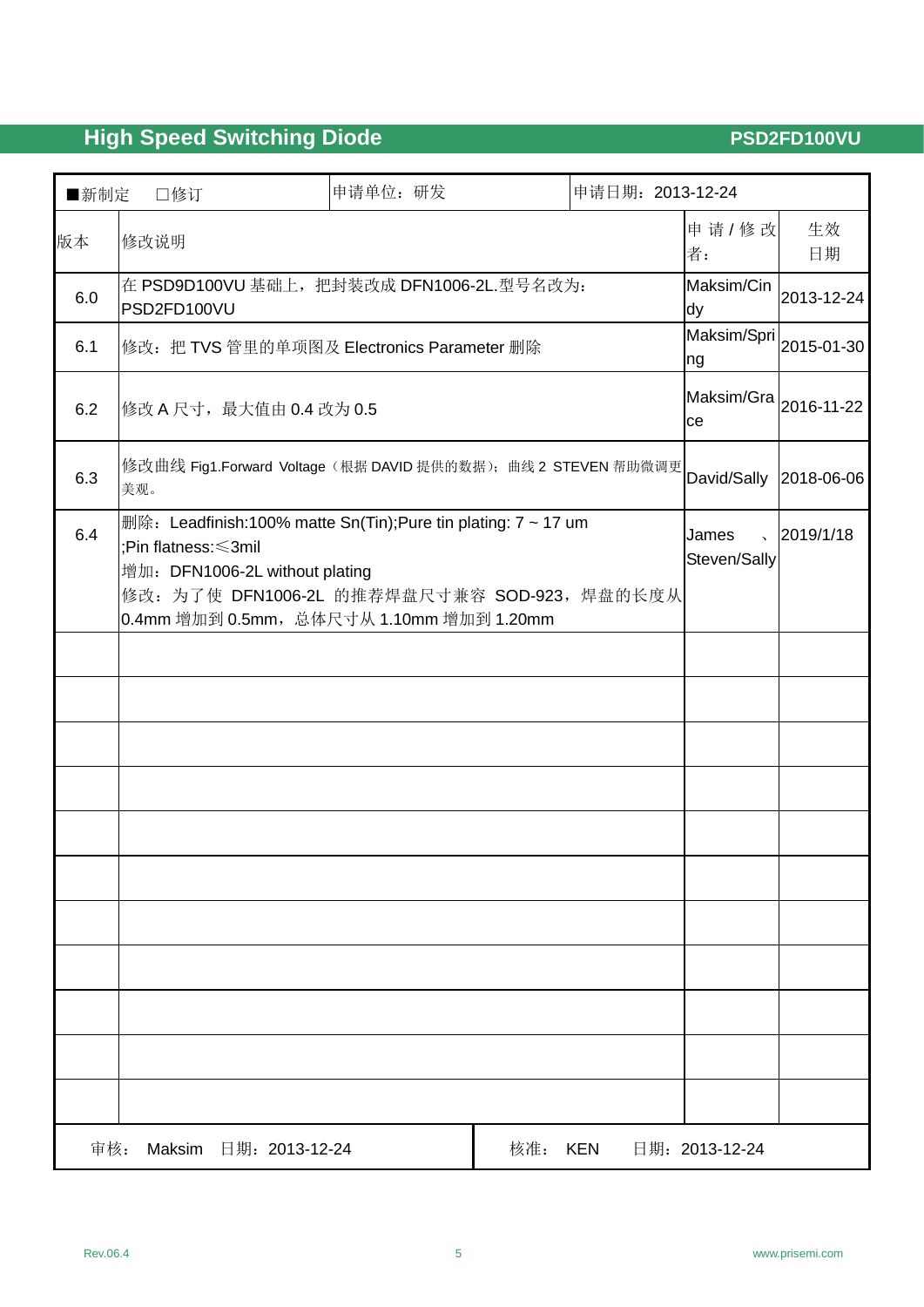| ■新制定　□修订 | 申请单位：研发 | 申请日期：2013-12-24 | |
|---|---|---|---|
| 版本 | 修改说明 | 申请/修改者： | 生效日期 |
| 6.0 | 在 PSD9D100VU 基础上，把封装改成 DFN1006-2L.型号名改为：PSD2FD100VU | Maksim/Cindy | 2013-12-24 |
| 6.1 | 修改：把 TVS 管里的单项图及 Electronics Parameter 删除 | Maksim/Spring | 2015-01-30 |
| 6.2 | 修改 A 尺寸，最大值由 0.4 改为 0.5 | Maksim/Grace | 2016-11-22 |
| 6.3 | 修改曲线 Fig1.Forward Voltage（根据 DAVID 提供的数据）；曲线 2 STEVEN 帮助微调更美观。 | David/Sally | 2018-06-06 |
| 6.4 | 删除：Leadfinish:100% matte Sn(Tin);Pure tin plating: 7 ~ 17 um ;Pin flatness:≤3mil<br>增加：DFN1006-2L without plating<br>修改：为了使 DFN1006-2L 的推荐焊盘尺寸兼容 SOD-923，焊盘的长度从 0.4mm 增加到 0.5mm，总体尺寸从 1.10mm 增加到 1.20mm | James、Steven/Sally | 2019/1/18 |
| | | | |
| | | | |
| | | | |
| | | | |
| | | | |
| | | | |
| | | | |
| | | | |
| | | | |
| | | | |
| | | | |

| | |
|---|---|
| 审核：Maksim　日期：2013-12-24 | 核准：KEN　日期：2013-12-24 |